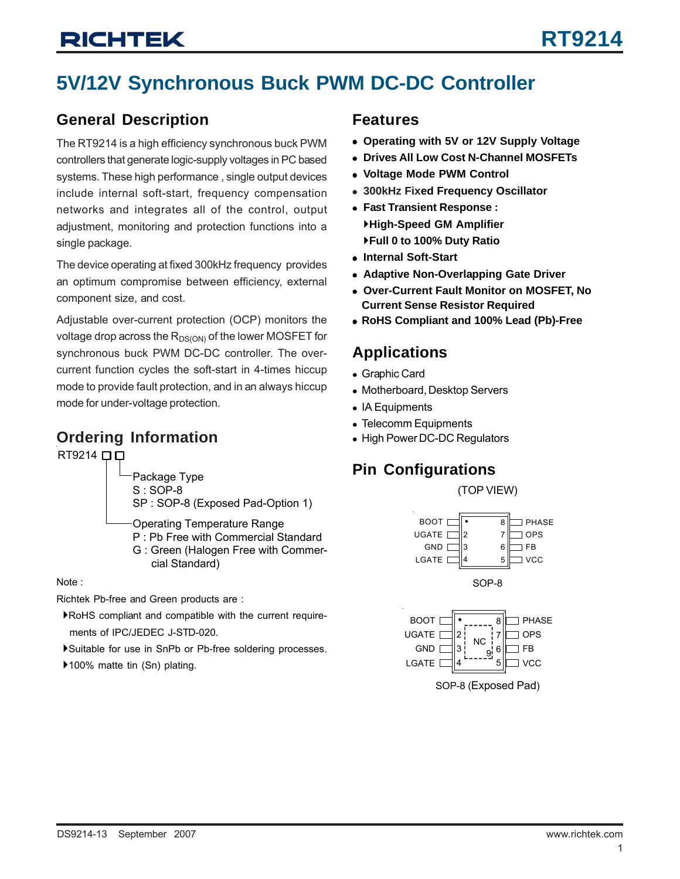# RT9214

# 5V/12V Synchronous Buck PWM DC-DC Controller

## General Description

The RT9214 is a high efficiency synchronous buck PWM controllers that generate logic-supply voltages in PC based systems. These high performance , single output devices include internal soft-start, frequency compensation networks and integrates all of the control, output adjustment, monitoring and protection functions into a single package.

The device operating at fixed 300kHz frequency provides an optimum compromise between efficiency, external component size, and cost.

Adjustable over-current protection (OCP) monitors the voltage drop across the $R_{DS(ON)}$ of the lower MOSFET for synchronous buck PWM DC-DC controller. The over-current function cycles the soft-start in 4-times hiccup mode to provide fault protection, and in an always hiccup mode for under-voltage protection.

## Ordering Information

RT9214 □□

- Package Type
  - S : SOP-8
  - SP : SOP-8 (Exposed Pad-Option 1)
- Operating Temperature Range
  - P : Pb Free with Commercial Standard
  - G : Green (Halogen Free with Commercial Standard)

Note :

Richtek Pb-free and Green products are :

- RoHS compliant and compatible with the current requirements of IPC/JEDEC J-STD-020.
- Suitable for use in SnPb or Pb-free soldering processes.
- 100% matte tin (Sn) plating.

## Features

- **Operating with 5V or 12V Supply Voltage**
- **Drives All Low Cost N-Channel MOSFETs**
- **Voltage Mode PWM Control**
- **300kHz Fixed Frequency Oscillator**
- **Fast Transient Response :**
  - **High-Speed GM Amplifier**
  - **Full 0 to 100% Duty Ratio**
- **Internal Soft-Start**
- **Adaptive Non-Overlapping Gate Driver**
- **Over-Current Fault Monitor on MOSFET, No Current Sense Resistor Required**
- **RoHS Compliant and 100% Lead (Pb)-Free**

## Applications

- Graphic Card
- Motherboard, Desktop Servers
- IA Equipments
- Telecomm Equipments
- High Power DC-DC Regulators

## Pin Configurations

(TOP VIEW)

| Pin | Name | Pin | Name |
|---|---|---|---|
| 1 | BOOT | 8 | PHASE |
| 2 | UGATE | 7 | OPS |
| 3 | GND | 6 | FB |
| 4 | LGATE | 5 | VCC |

SOP-8

| Pin | Name | Pin | Name |
|---|---|---|---|
| 1 | BOOT | 8 | PHASE |
| 2 | UGATE | 7 | OPS |
| 3 | GND | 6 | FB |
| 4 | LGATE | 5 | VCC |
| 9 (Exposed Pad) | NC | | |

SOP-8 (Exposed Pad)

DS9214-13 September 2007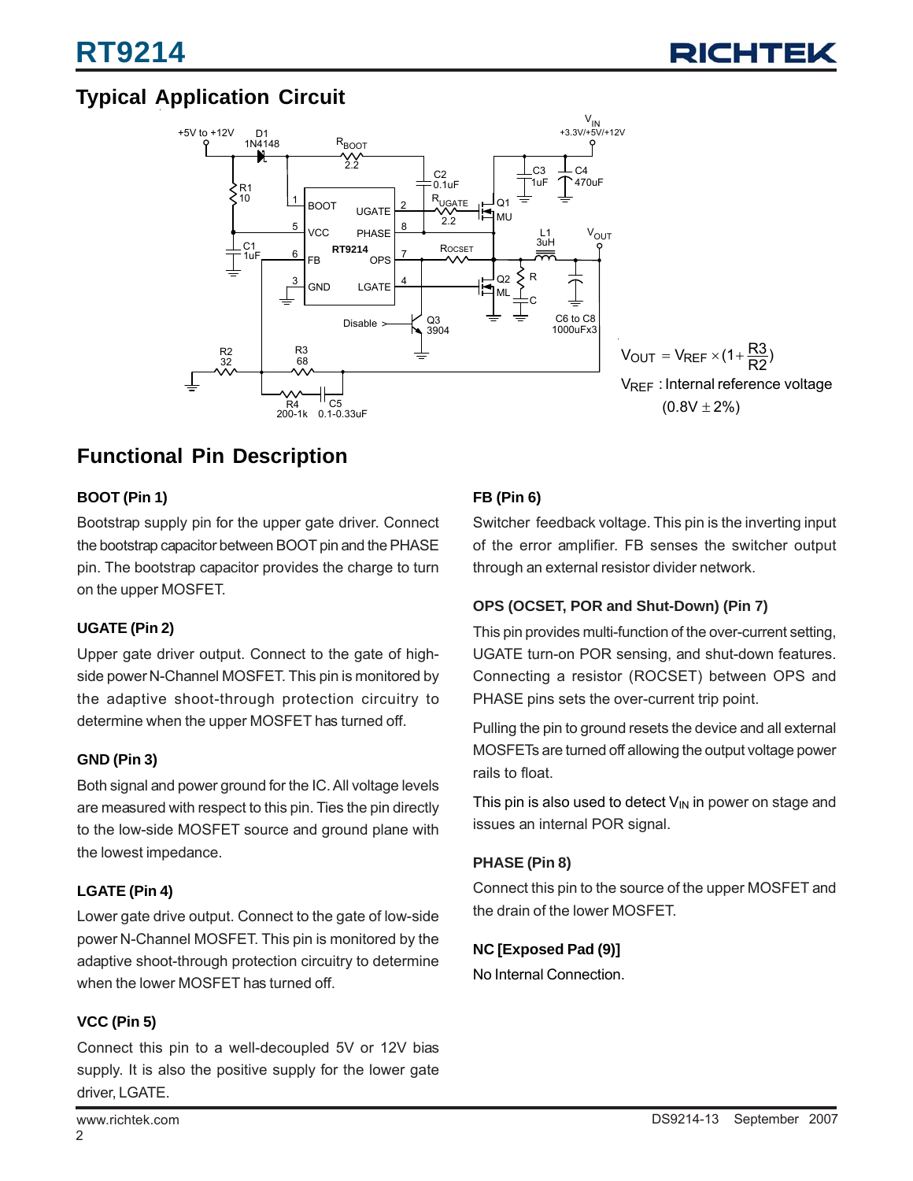## Typical Application Circuit

$$V_{OUT} = V_{REF} \times (1 + \frac{R3}{R2})$$

$V_{REF}$ : Internal reference voltage ($0.8V \pm 2\%$)

## Functional Pin Description

**BOOT (Pin 1)**

Bootstrap supply pin for the upper gate driver. Connect the bootstrap capacitor between BOOT pin and the PHASE pin. The bootstrap capacitor provides the charge to turn on the upper MOSFET.

**UGATE (Pin 2)**

Upper gate driver output. Connect to the gate of high-side power N-Channel MOSFET. This pin is monitored by the adaptive shoot-through protection circuitry to determine when the upper MOSFET has turned off.

**GND (Pin 3)**

Both signal and power ground for the IC. All voltage levels are measured with respect to this pin. Ties the pin directly to the low-side MOSFET source and ground plane with the lowest impedance.

**LGATE (Pin 4)**

Lower gate drive output. Connect to the gate of low-side power N-Channel MOSFET. This pin is monitored by the adaptive shoot-through protection circuitry to determine when the lower MOSFET has turned off.

**VCC (Pin 5)**

Connect this pin to a well-decoupled 5V or 12V bias supply. It is also the positive supply for the lower gate driver, LGATE.

**FB (Pin 6)**

Switcher feedback voltage. This pin is the inverting input of the error amplifier. FB senses the switcher output through an external resistor divider network.

**OPS (OCSET, POR and Shut-Down) (Pin 7)**

This pin provides multi-function of the over-current setting, UGATE turn-on POR sensing, and shut-down features. Connecting a resistor (ROCSET) between OPS and PHASE pins sets the over-current trip point.

Pulling the pin to ground resets the device and all external MOSFETs are turned off allowing the output voltage power rails to float.

This pin is also used to detect $V_{IN}$ in power on stage and issues an internal POR signal.

**PHASE (Pin 8)**

Connect this pin to the source of the upper MOSFET and the drain of the lower MOSFET.

**NC [Exposed Pad (9)]**

No Internal Connection.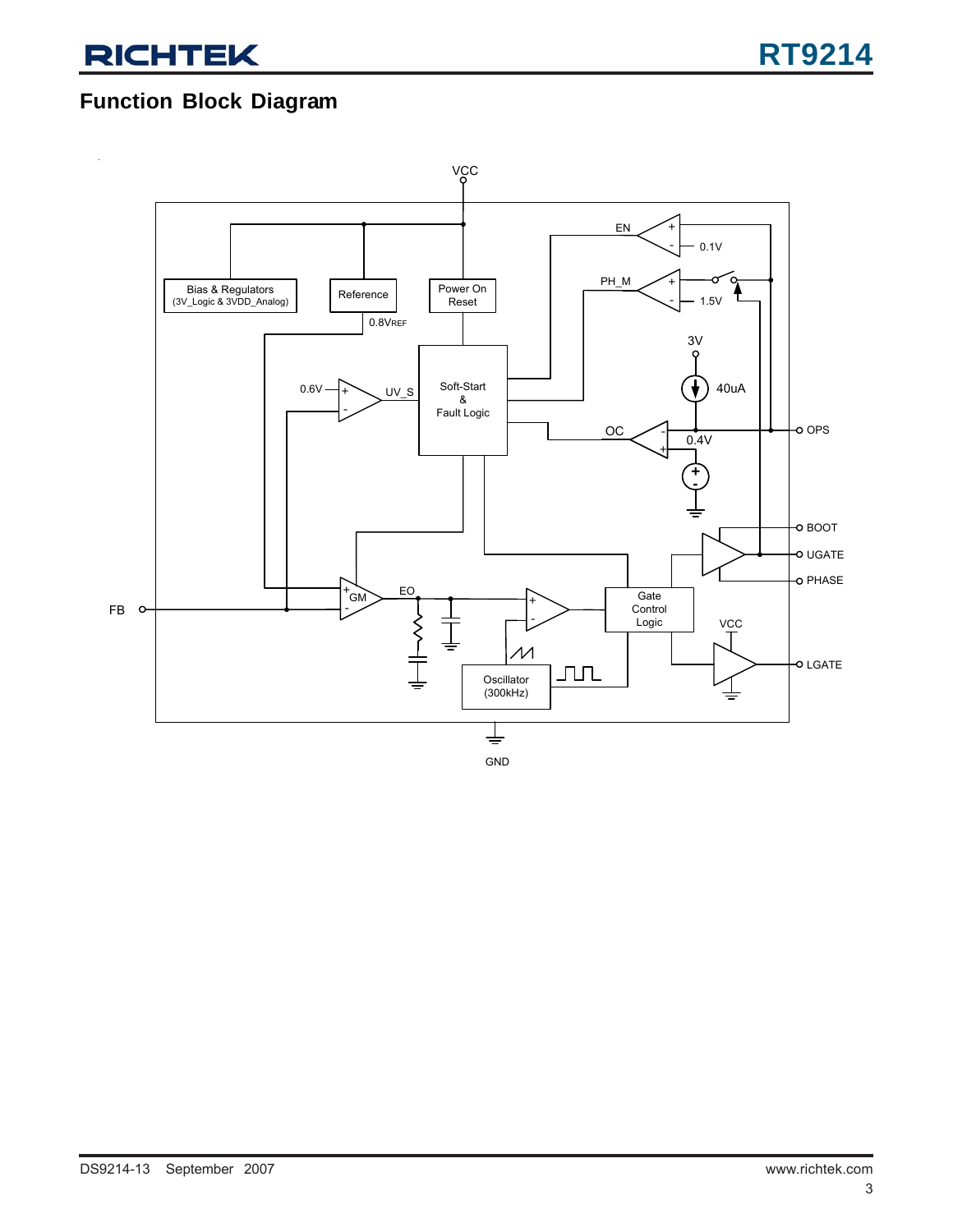## Function Block Diagram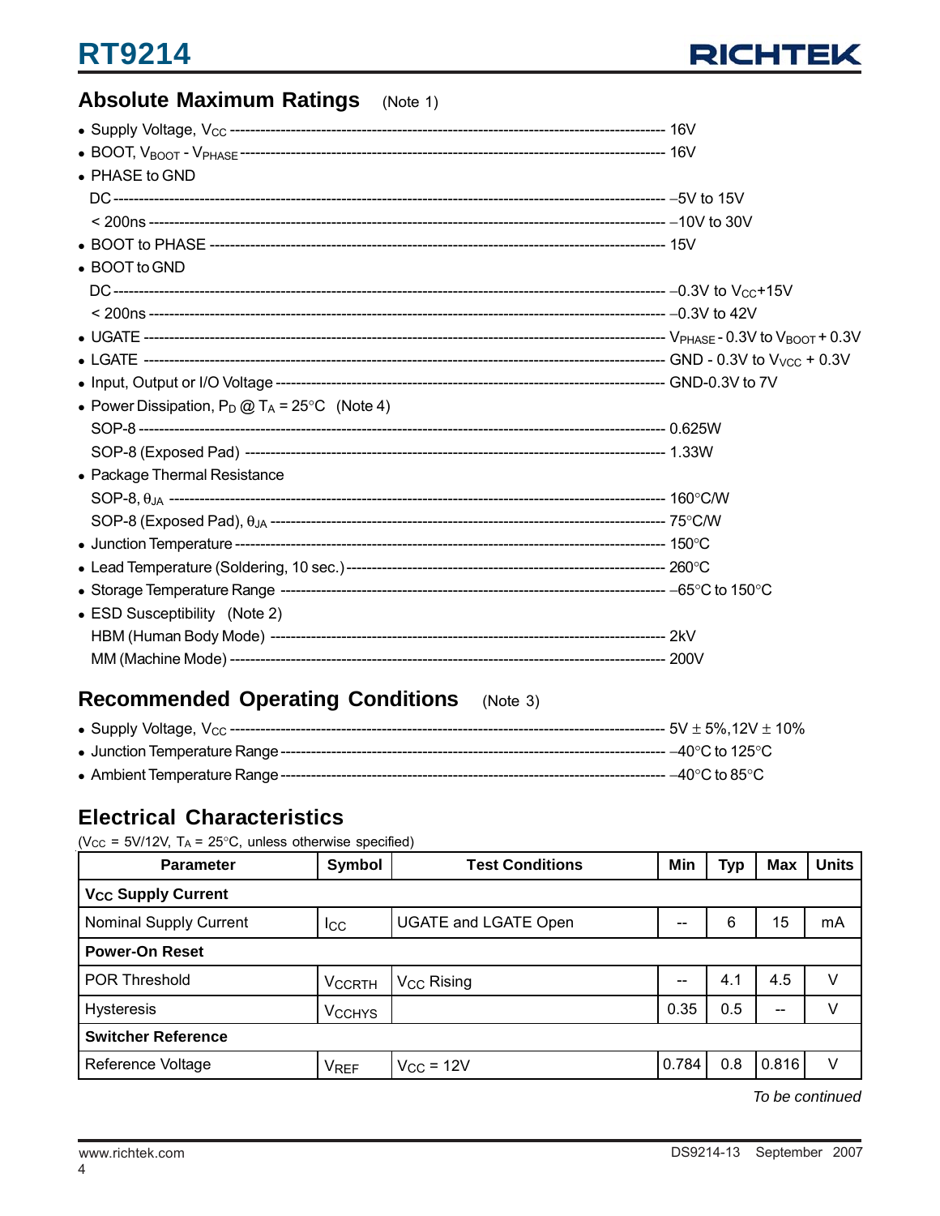## Absolute Maximum Ratings (Note 1)

- Supply Voltage, $V_{CC}$ ---------- 16V
- BOOT, $V_{BOOT}$ - $V_{PHASE}$ ---------- 16V
- PHASE to GND
  - DC ---------- −5V to 15V
  - < 200ns ---------- −10V to 30V
- BOOT to PHASE ---------- 15V
- BOOT to GND
  - DC ---------- −0.3V to $V_{CC}$+15V
  - < 200ns ---------- −0.3V to 42V
- UGATE ---------- $V_{PHASE}$ - 0.3V to $V_{BOOT}$ + 0.3V
- LGATE ---------- GND - 0.3V to $V_{VCC}$ + 0.3V
- Input, Output or I/O Voltage ---------- GND-0.3V to 7V
- Power Dissipation, $P_D$ @ $T_A$ = 25°C (Note 4)
  - SOP-8 ---------- 0.625W
  - SOP-8 (Exposed Pad) ---------- 1.33W
- Package Thermal Resistance
  - SOP-8, $\theta_{JA}$ ---------- 160°C/W
  - SOP-8 (Exposed Pad), $\theta_{JA}$ ---------- 75°C/W
- Junction Temperature ---------- 150°C
- Lead Temperature (Soldering, 10 sec.) ---------- 260°C
- Storage Temperature Range ---------- −65°C to 150°C
- ESD Susceptibility (Note 2)
  - HBM (Human Body Mode) ---------- 2kV
  - MM (Machine Mode) ---------- 200V

## Recommended Operating Conditions (Note 3)

- Supply Voltage, $V_{CC}$ ---------- 5V ± 5%,12V ± 10%
- Junction Temperature Range ---------- −40°C to 125°C
- Ambient Temperature Range ---------- −40°C to 85°C

## Electrical Characteristics

($V_{CC}$ = 5V/12V, $T_A$ = 25°C, unless otherwise specified)

| Parameter | Symbol | Test Conditions | Min | Typ | Max | Units |
|---|---|---|---|---|---|---|
| **$V_{CC}$ Supply Current** | | | | | | |
| Nominal Supply Current | $I_{CC}$ | UGATE and LGATE Open | -- | 6 | 15 | mA |
| **Power-On Reset** | | | | | | |
| POR Threshold | $V_{CCRTH}$ | $V_{CC}$ Rising | -- | 4.1 | 4.5 | V |
| Hysteresis | $V_{CCHYS}$ | | 0.35 | 0.5 | -- | V |
| **Switcher Reference** | | | | | | |
| Reference Voltage | $V_{REF}$ | $V_{CC}$ = 12V | 0.784 | 0.8 | 0.816 | V |

*To be continued*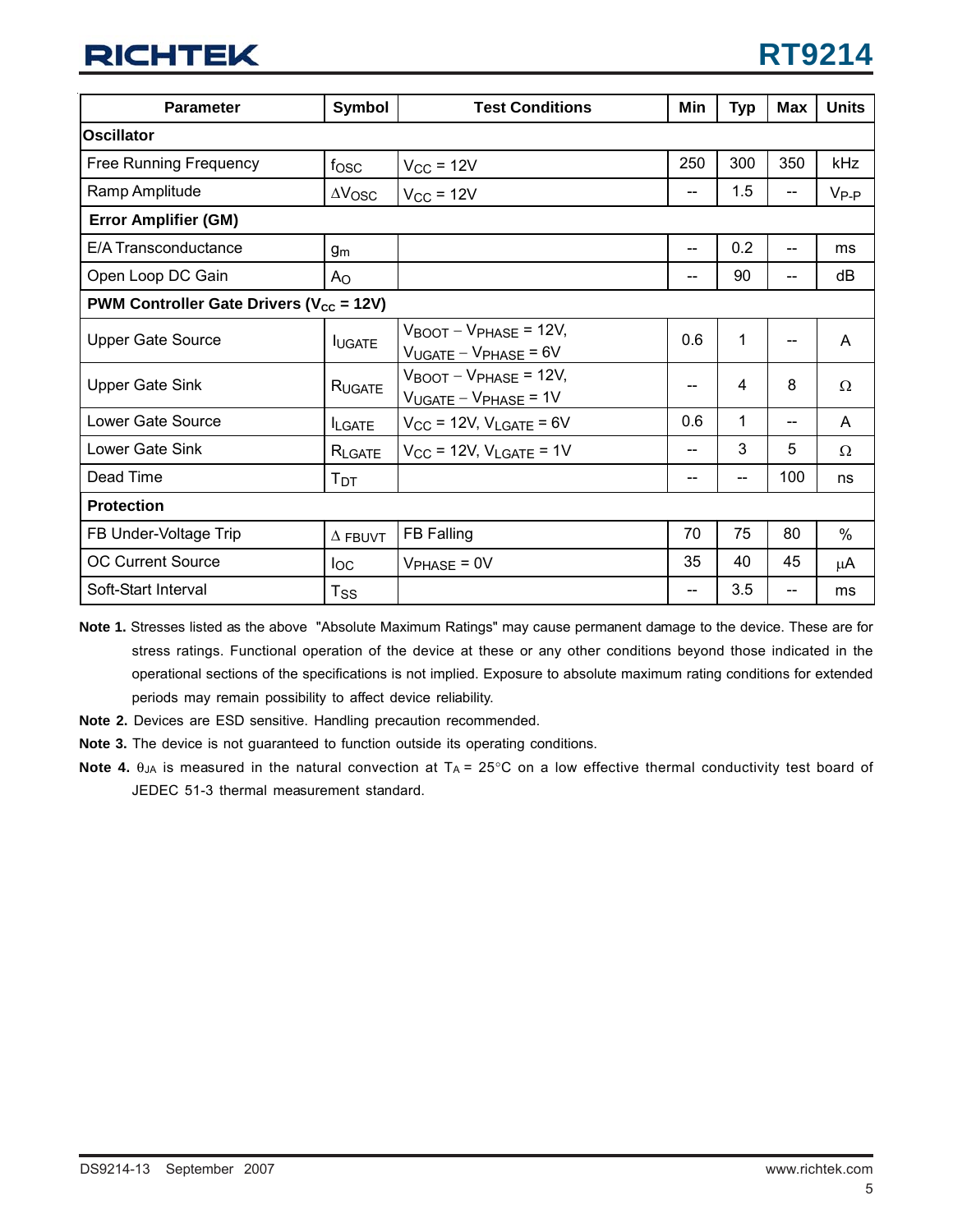| Parameter | Symbol | Test Conditions | Min | Typ | Max | Units |
|---|---|---|---|---|---|---|
| **Oscillator** | | | | | | |
| Free Running Frequency | $f_{OSC}$ | $V_{CC}$ = 12V | 250 | 300 | 350 | kHz |
| Ramp Amplitude | $\Delta V_{OSC}$ | $V_{CC}$ = 12V | -- | 1.5 | -- | $V_{P-P}$ |
| **Error Amplifier (GM)** | | | | | | |
| E/A Transconductance | $g_m$ | | -- | 0.2 | -- | ms |
| Open Loop DC Gain | $A_O$ | | -- | 90 | -- | dB |
| **PWM Controller Gate Drivers ($V_{CC}$ = 12V)** | | | | | | |
| Upper Gate Source | $I_{UGATE}$ | $V_{BOOT} - V_{PHASE}$ = 12V, $V_{UGATE} - V_{PHASE}$ = 6V | 0.6 | 1 | -- | A |
| Upper Gate Sink | $R_{UGATE}$ | $V_{BOOT} - V_{PHASE}$ = 12V, $V_{UGATE} - V_{PHASE}$ = 1V | -- | 4 | 8 | Ω |
| Lower Gate Source | $I_{LGATE}$ | $V_{CC}$ = 12V, $V_{LGATE}$ = 6V | 0.6 | 1 | -- | A |
| Lower Gate Sink | $R_{LGATE}$ | $V_{CC}$ = 12V, $V_{LGATE}$ = 1V | -- | 3 | 5 | Ω |
| Dead Time | $T_{DT}$ | | -- | -- | 100 | ns |
| **Protection** | | | | | | |
| FB Under-Voltage Trip | $\Delta_{FBUVT}$ | FB Falling | 70 | 75 | 80 | % |
| OC Current Source | $I_{OC}$ | $V_{PHASE}$ = 0V | 35 | 40 | 45 | μA |
| Soft-Start Interval | $T_{SS}$ | | -- | 3.5 | -- | ms |

**Note 1.** Stresses listed as the above "Absolute Maximum Ratings" may cause permanent damage to the device. These are for stress ratings. Functional operation of the device at these or any other conditions beyond those indicated in the operational sections of the specifications is not implied. Exposure to absolute maximum rating conditions for extended periods may remain possibility to affect device reliability.

**Note 2.** Devices are ESD sensitive. Handling precaution recommended.

**Note 3.** The device is not guaranteed to function outside its operating conditions.

**Note 4.** $\theta_{JA}$ is measured in the natural convection at $T_A$ = 25°C on a low effective thermal conductivity test board of JEDEC 51-3 thermal measurement standard.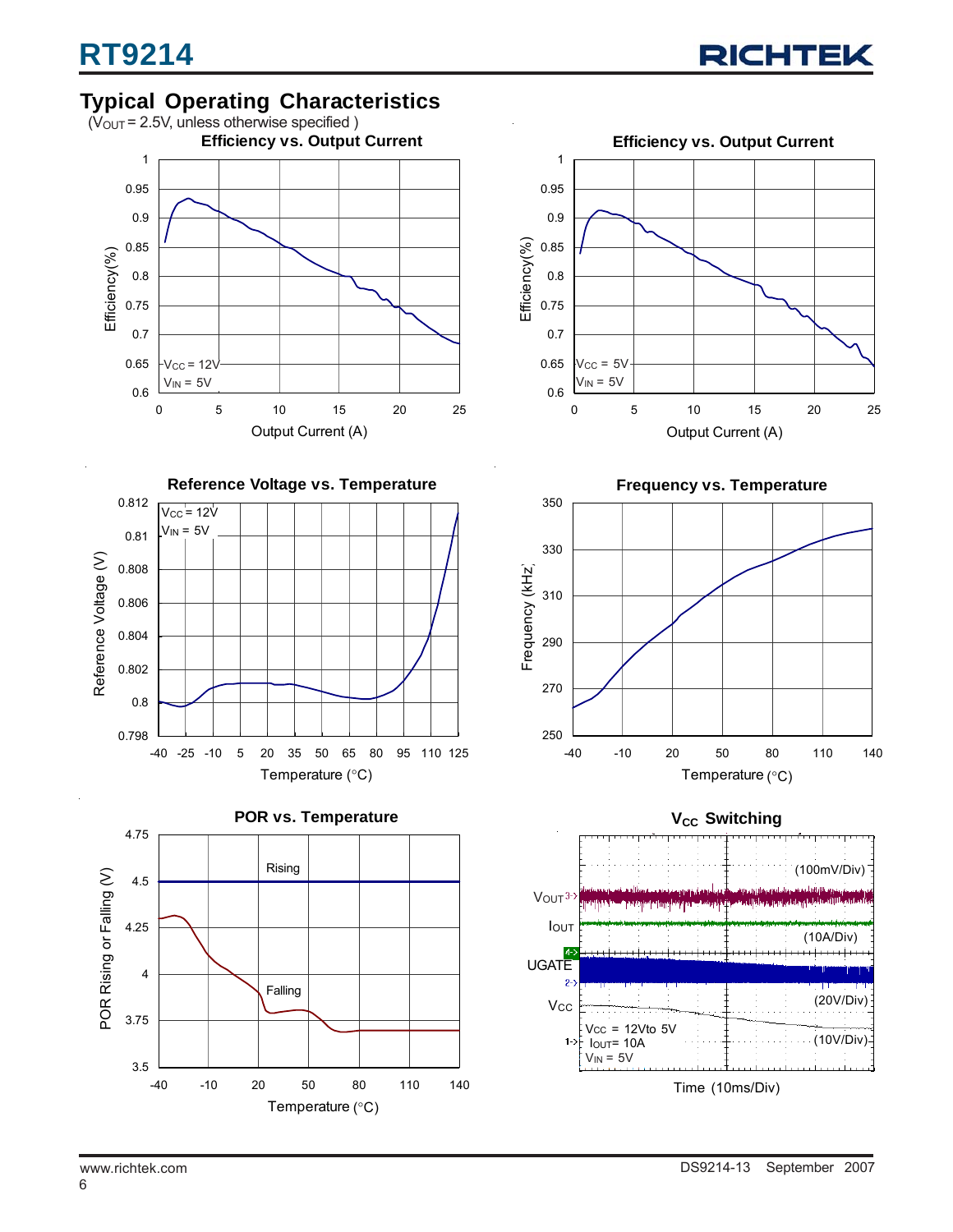## Typical Operating Characteristics

($V_{OUT}$ = 2.5V, unless otherwise specified )

**Efficiency vs. Output Current**

Efficiency(%) vs. Output Current (A); $V_{CC}$ = 12V, $V_{IN}$ = 5V

**Efficiency vs. Output Current**

Efficiency(%) vs. Output Current (A); $V_{CC}$ = 5V, $V_{IN}$ = 5V

**Reference Voltage vs. Temperature**

Reference Voltage (V) vs. Temperature (°C); $V_{CC}$ = 12V, $V_{IN}$ = 5V

**Frequency vs. Temperature**

Frequency (kHz) vs. Temperature (°C)

**POR vs. Temperature**

POR Rising or Falling (V) vs. Temperature (°C); Rising, Falling

**$V_{CC}$ Switching**

$V_{OUT}$ (100mV/Div), $I_{OUT}$ (10A/Div), UGATE (20V/Div), $V_{CC}$ (10V/Div); $V_{CC}$ = 12V to 5V, $I_{OUT}$ = 10A, $V_{IN}$ = 5V; Time (10ms/Div)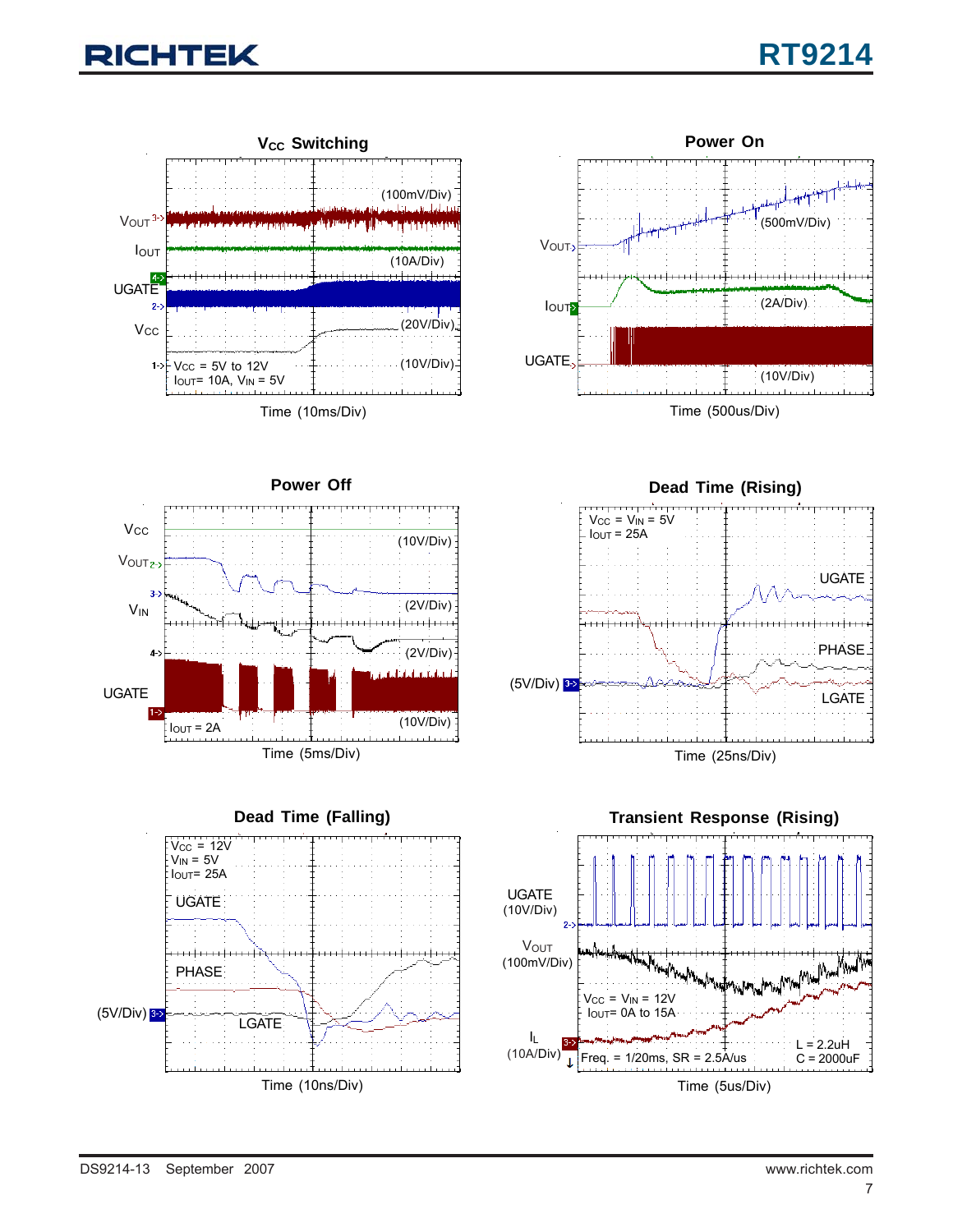### $V_{CC}$ Switching

$V_{OUT}$ (100mV/Div)

$I_{OUT}$ (10A/Div)

UGATE (20V/Div)

$V_{CC}$ (10V/Div)

$V_{CC}$ = 5V to 12V
$I_{OUT}$= 10A, $V_{IN}$ = 5V

Time (10ms/Div)

### Power On

$V_{OUT}$ (500mV/Div)

$I_{OUT}$ (2A/Div)

UGATE (10V/Div)

Time (500us/Div)

### Power Off

$V_{CC}$ (10V/Div)

$V_{OUT}$ (2V/Div)

$V_{IN}$ (2V/Div)

UGATE (10V/Div)

$I_{OUT}$ = 2A

Time (5ms/Div)

### Dead Time (Rising)

$V_{CC}$ = $V_{IN}$ = 5V
$I_{OUT}$ = 25A

UGATE

PHASE

LGATE

(5V/Div)

Time (25ns/Div)

### Dead Time (Falling)

$V_{CC}$ = 12V
$V_{IN}$ = 5V
$I_{OUT}$= 25A

UGATE

PHASE

LGATE

(5V/Div)

Time (10ns/Div)

### Transient Response (Rising)

UGATE (10V/Div)

$V_{OUT}$ (100mV/Div)

$I_L$ (10A/Div)

$V_{CC}$ = $V_{IN}$ = 12V
$I_{OUT}$= 0A to 15A

Freq. = 1/20ms, SR = 2.5A/us

L = 2.2uH
C = 2000uF

Time (5us/Div)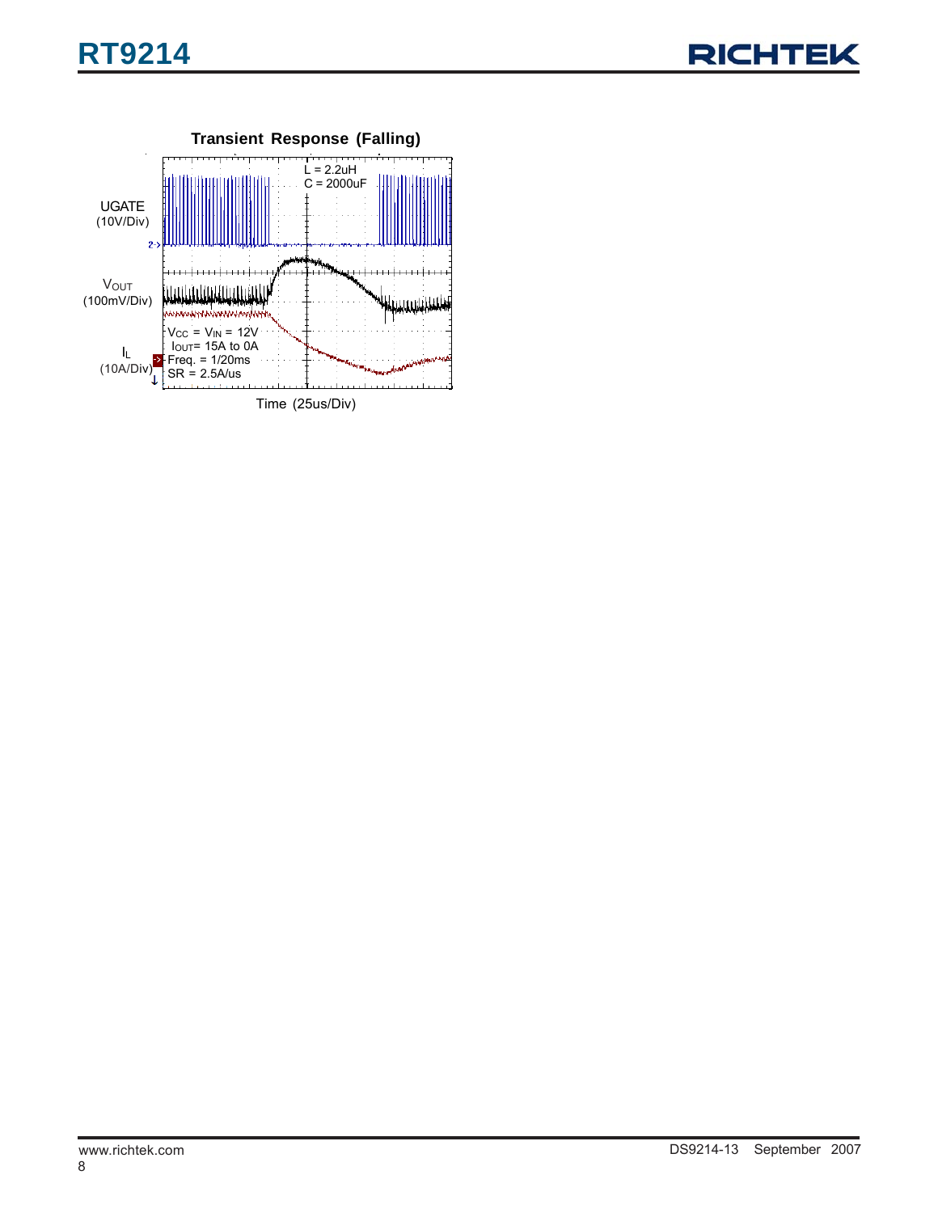**Transient Response (Falling)**

UGATE (10V/Div)

$V_{OUT}$ (100mV/Div)

$I_L$ (10A/Div)

L = 2.2uH
C = 2000uF

$V_{CC}$ = $V_{IN}$ = 12V
$I_{OUT}$= 15A to 0A
Freq. = 1/20ms
SR = 2.5A/us

Time (25us/Div)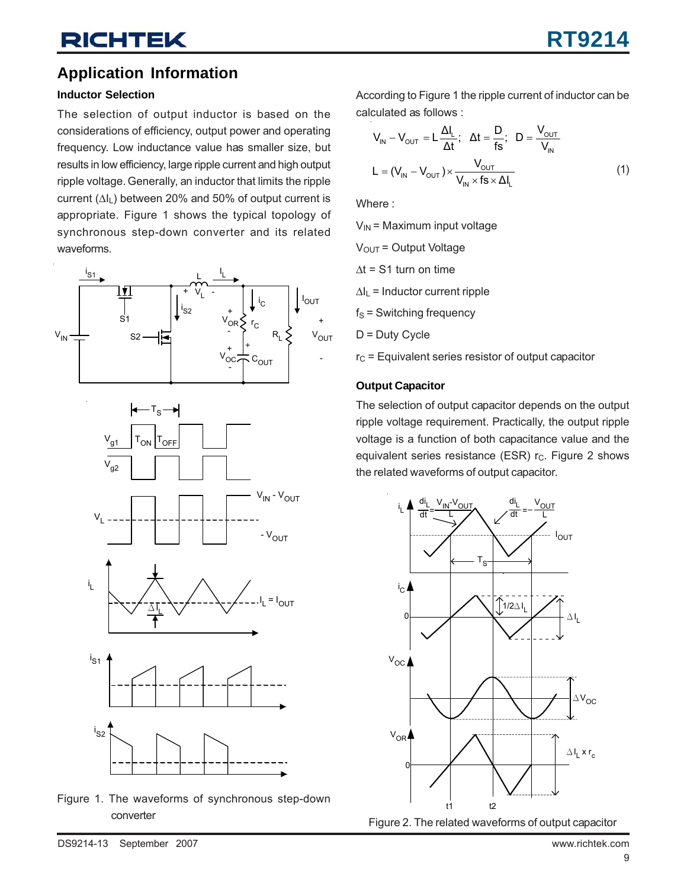## Application Information

### Inductor Selection

The selection of output inductor is based on the considerations of efficiency, output power and operating frequency. Low inductance value has smaller size, but results in low efficiency, large ripple current and high output ripple voltage. Generally, an inductor that limits the ripple current ($\Delta I_L$) between 20% and 50% of output current is appropriate. Figure 1 shows the typical topology of synchronous step-down converter and its related waveforms.

Figure 1. The waveforms of synchronous step-down converter

According to Figure 1 the ripple current of inductor can be calculated as follows :

$$V_{IN} - V_{OUT} = L\frac{\Delta I_L}{\Delta t};\quad \Delta t = \frac{D}{fs};\quad D = \frac{V_{OUT}}{V_{IN}}$$

$$L = (V_{IN} - V_{OUT}) \times \frac{V_{OUT}}{V_{IN} \times fs \times \Delta I_L} \qquad (1)$$

Where :

$V_{IN}$ = Maximum input voltage

$V_{OUT}$ = Output Voltage

$\Delta t$ = S1 turn on time

$\Delta I_L$ = Inductor current ripple

$f_S$ = Switching frequency

D = Duty Cycle

$r_C$ = Equivalent series resistor of output capacitor

### Output Capacitor

The selection of output capacitor depends on the output ripple voltage requirement. Practically, the output ripple voltage is a function of both capacitance value and the equivalent series resistance (ESR) $r_C$. Figure 2 shows the related waveforms of output capacitor.

Figure 2. The related waveforms of output capacitor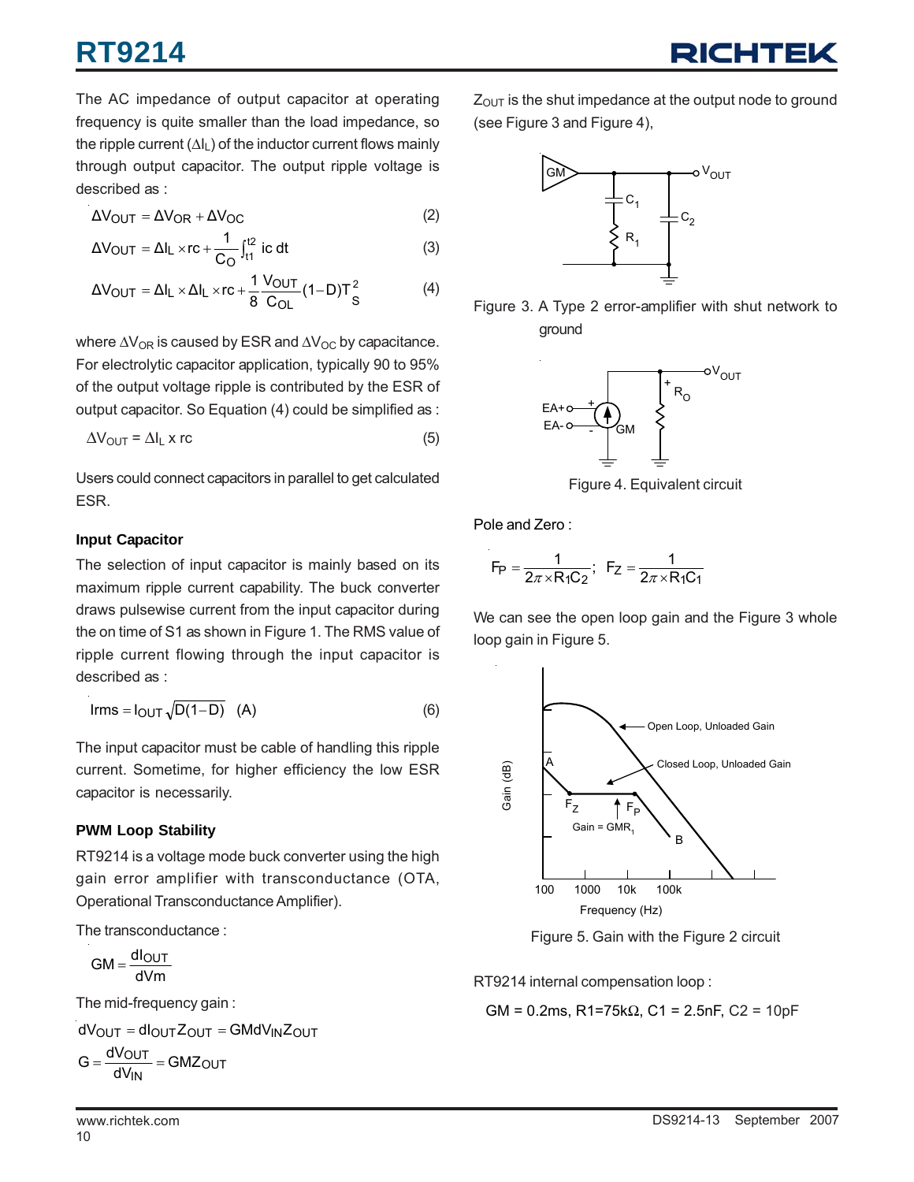The AC impedance of output capacitor at operating frequency is quite smaller than the load impedance, so the ripple current ($\Delta I_L$) of the inductor current flows mainly through output capacitor. The output ripple voltage is described as :

$$\Delta V_{OUT} = \Delta V_{OR} + \Delta V_{OC} \quad (2)$$

$$\Delta V_{OUT} = \Delta I_L \times rc + \frac{1}{C_O}\int_{t1}^{t2} ic\ dt \quad (3)$$

$$\Delta V_{OUT} = \Delta I_L \times \Delta I_L \times rc + \frac{1}{8}\frac{V_{OUT}}{C_{OL}}(1-D)T_S^2 \quad (4)$$

where $\Delta V_{OR}$ is caused by ESR and $\Delta V_{OC}$ by capacitance. For electrolytic capacitor application, typically 90 to 95% of the output voltage ripple is contributed by the ESR of output capacitor. So Equation (4) could be simplified as :

$$\Delta V_{OUT} = \Delta I_L \text{ x rc} \quad (5)$$

Users could connect capacitors in parallel to get calculated ESR.

**Input Capacitor**

The selection of input capacitor is mainly based on its maximum ripple current capability. The buck converter draws pulsewise current from the input capacitor during the on time of S1 as shown in Figure 1. The RMS value of ripple current flowing through the input capacitor is described as :

$$Irms = I_{OUT}\sqrt{D(1-D)} \quad (A) \quad (6)$$

The input capacitor must be cable of handling this ripple current. Sometime, for higher efficiency the low ESR capacitor is necessarily.

**PWM Loop Stability**

RT9214 is a voltage mode buck converter using the high gain error amplifier with transconductance (OTA, Operational Transconductance Amplifier).

The transconductance :

$$GM = \frac{dI_{OUT}}{dVm}$$

The mid-frequency gain :

$$dV_{OUT} = dI_{OUT}Z_{OUT} = GMdV_{IN}Z_{OUT}$$

$$G = \frac{dV_{OUT}}{dV_{IN}} = GMZ_{OUT}$$

$Z_{OUT}$ is the shut impedance at the output node to ground (see Figure 3 and Figure 4),

Figure 3. A Type 2 error-amplifier with shut network to ground

Figure 4. Equivalent circuit

Pole and Zero :

$$F_P = \frac{1}{2\pi \times R_1C_2};\quad F_Z = \frac{1}{2\pi \times R_1C_1}$$

We can see the open loop gain and the Figure 3 whole loop gain in Figure 5.

Figure 5. Gain with the Figure 2 circuit

RT9214 internal compensation loop :

GM = 0.2ms, R1=75kΩ, C1 = 2.5nF, C2 = 10pF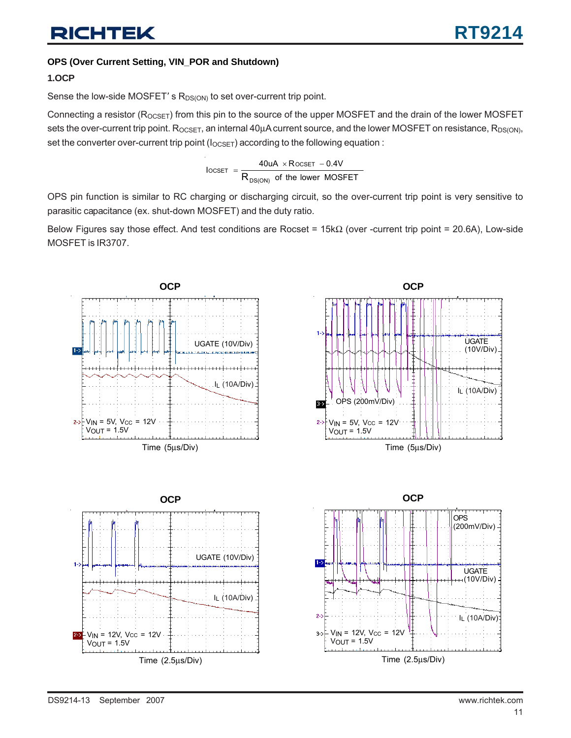#### OPS (Over Current Setting, VIN_POR and Shutdown)

**1.OCP**

Sense the low-side MOSFET' s $R_{DS(ON)}$ to set over-current trip point.

Connecting a resistor ($R_{OCSET}$) from this pin to the source of the upper MOSFET and the drain of the lower MOSFET sets the over-current trip point. $R_{OCSET}$, an internal 40μA current source, and the lower MOSFET on resistance, $R_{DS(ON)}$, set the converter over-current trip point ($I_{OCSET}$) according to the following equation :

$$I_{OCSET} = \frac{40uA \times R_{OCSET} - 0.4V}{R_{DS(ON)} \text{ of the lower MOSFET}}$$

OPS pin function is similar to RC charging or discharging circuit, so the over-current trip point is very sensitive to parasitic capacitance (ex. shut-down MOSFET) and the duty ratio.

Below Figures say those effect. And test conditions are Rocset = 15kΩ (over -current trip point = 20.6A), Low-side MOSFET is IR3707.

OCP

UGATE (10V/Div)

$I_L$ (10A/Div)

$V_{IN}$ = 5V, $V_{CC}$ = 12V
$V_{OUT}$ = 1.5V

Time (5μs/Div)

OCP

UGATE (10V/Div)

$I_L$ (10A/Div)

OPS (200mV/Div)

$V_{IN}$ = 5V, $V_{CC}$ = 12V
$V_{OUT}$ = 1.5V

Time (5μs/Div)

OCP

UGATE (10V/Div)

$I_L$ (10A/Div)

$V_{IN}$ = 12V, $V_{CC}$ = 12V
$V_{OUT}$ = 1.5V

Time (2.5μs/Div)

OCP

OPS (200mV/Div)

UGATE (10V/Div)

$I_L$ (10A/Div)

$V_{IN}$ = 12V, $V_{CC}$ = 12V
$V_{OUT}$ = 1.5V

Time (2.5μs/Div)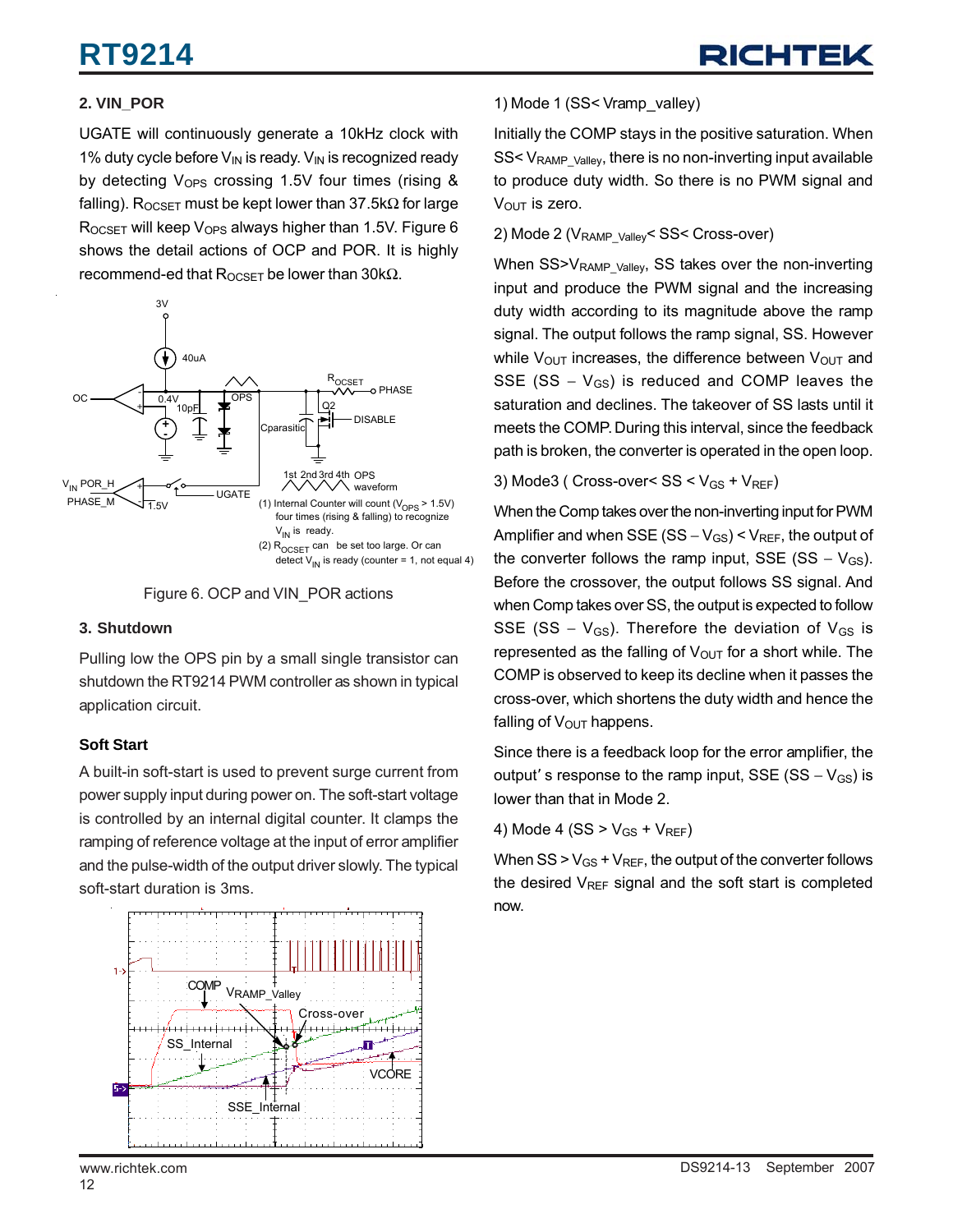**2. VIN_POR**

UGATE will continuously generate a 10kHz clock with 1% duty cycle before $V_{IN}$ is ready. $V_{IN}$ is recognized ready by detecting $V_{OPS}$ crossing 1.5V four times (rising & falling). $R_{OCSET}$ must be kept lower than 37.5kΩ for large $R_{OCSET}$ will keep $V_{OPS}$ always higher than 1.5V. Figure 6 shows the detail actions of OCP and POR. It is highly recommend-ed that $R_{OCSET}$ be lower than 30kΩ.

Figure 6. OCP and VIN_POR actions

**3. Shutdown**

Pulling low the OPS pin by a small single transistor can shutdown the RT9214 PWM controller as shown in typical application circuit.

**Soft Start**

A built-in soft-start is used to prevent surge current from power supply input during power on. The soft-start voltage is controlled by an internal digital counter. It clamps the ramping of reference voltage at the input of error amplifier and the pulse-width of the output driver slowly. The typical soft-start duration is 3ms.

1) Mode 1 (SS< Vramp_valley)

Initially the COMP stays in the positive saturation. When SS< $V_{RAMP\_Valley}$, there is no non-inverting input available to produce duty width. So there is no PWM signal and $V_{OUT}$ is zero.

2) Mode 2 ($V_{RAMP\_Valley}$< SS< Cross-over)

When SS>$V_{RAMP\_Valley}$, SS takes over the non-inverting input and produce the PWM signal and the increasing duty width according to its magnitude above the ramp signal. The output follows the ramp signal, SS. However while $V_{OUT}$ increases, the difference between $V_{OUT}$ and SSE (SS − $V_{GS}$) is reduced and COMP leaves the saturation and declines. The takeover of SS lasts until it meets the COMP. During this interval, since the feedback path is broken, the converter is operated in the open loop.

3) Mode3 ( Cross-over< SS < $V_{GS}$ + $V_{REF}$)

When the Comp takes over the non-inverting input for PWM Amplifier and when SSE (SS − $V_{GS}$) < $V_{REF}$, the output of the converter follows the ramp input, SSE (SS − $V_{GS}$). Before the crossover, the output follows SS signal. And when Comp takes over SS, the output is expected to follow SSE (SS − $V_{GS}$). Therefore the deviation of $V_{GS}$ is represented as the falling of $V_{OUT}$ for a short while. The COMP is observed to keep its decline when it passes the cross-over, which shortens the duty width and hence the falling of $V_{OUT}$ happens.

Since there is a feedback loop for the error amplifier, the output's response to the ramp input, SSE (SS − $V_{GS}$) is lower than that in Mode 2.

4) Mode 4 (SS > $V_{GS}$ + $V_{REF}$)

When SS > $V_{GS}$ + $V_{REF}$, the output of the converter follows the desired $V_{REF}$ signal and the soft start is completed now.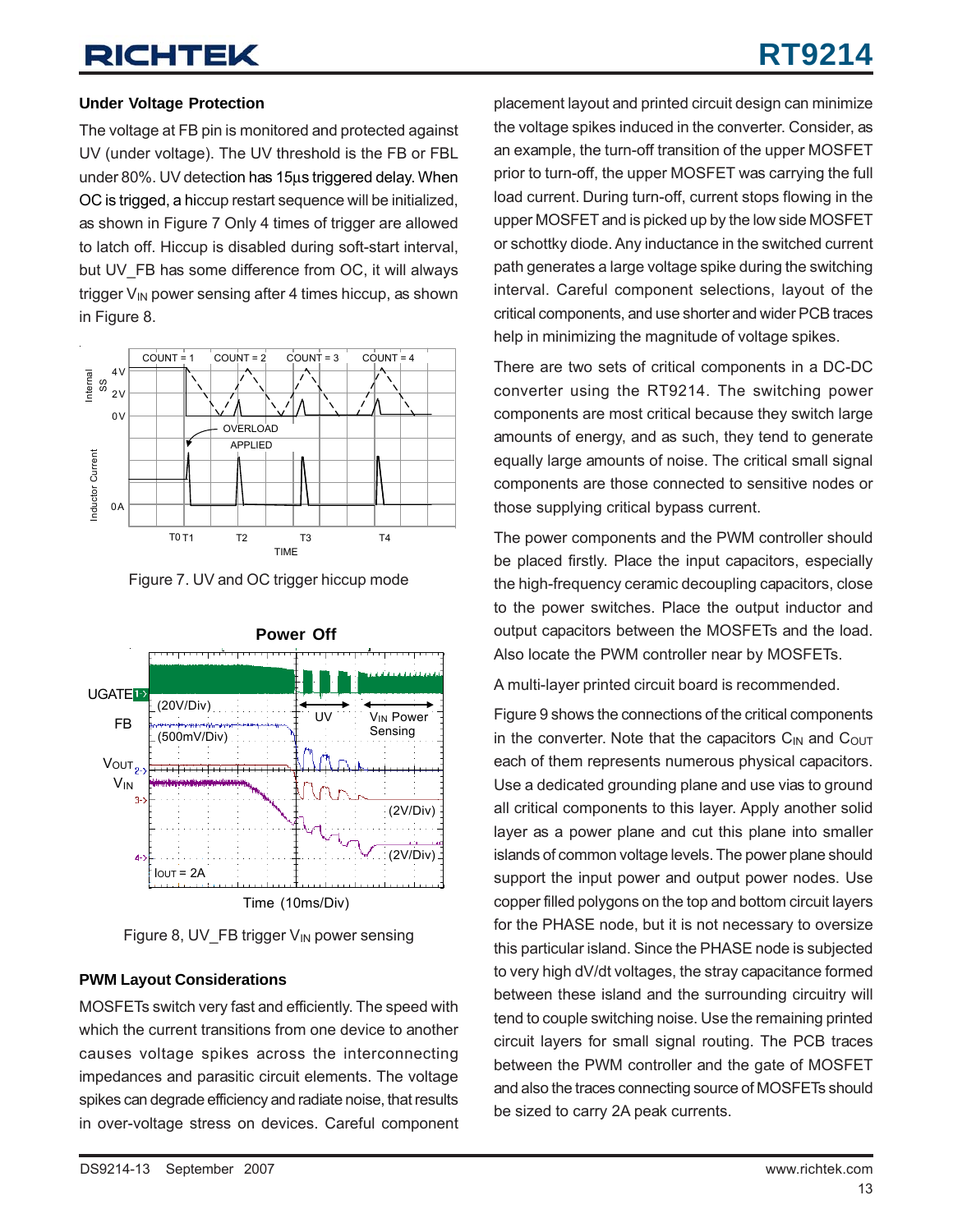### Under Voltage Protection

The voltage at FB pin is monitored and protected against UV (under voltage). The UV threshold is the FB or FBL under 80%. UV detection has 15μs triggered delay. When OC is trigged, a hiccup restart sequence will be initialized, as shown in Figure 7 Only 4 times of trigger are allowed to latch off. Hiccup is disabled during soft-start interval, but UV_FB has some difference from OC, it will always trigger $V_{IN}$ power sensing after 4 times hiccup, as shown in Figure 8.

Figure 7. UV and OC trigger hiccup mode

Figure 8, UV_FB trigger $V_{IN}$ power sensing

### PWM Layout Considerations

MOSFETs switch very fast and efficiently. The speed with which the current transitions from one device to another causes voltage spikes across the interconnecting impedances and parasitic circuit elements. The voltage spikes can degrade efficiency and radiate noise, that results in over-voltage stress on devices. Careful component placement layout and printed circuit design can minimize the voltage spikes induced in the converter. Consider, as an example, the turn-off transition of the upper MOSFET prior to turn-off, the upper MOSFET was carrying the full load current. During turn-off, current stops flowing in the upper MOSFET and is picked up by the low side MOSFET or schottky diode. Any inductance in the switched current path generates a large voltage spike during the switching interval. Careful component selections, layout of the critical components, and use shorter and wider PCB traces help in minimizing the magnitude of voltage spikes.

There are two sets of critical components in a DC-DC converter using the RT9214. The switching power components are most critical because they switch large amounts of energy, and as such, they tend to generate equally large amounts of noise. The critical small signal components are those connected to sensitive nodes or those supplying critical bypass current.

The power components and the PWM controller should be placed firstly. Place the input capacitors, especially the high-frequency ceramic decoupling capacitors, close to the power switches. Place the output inductor and output capacitors between the MOSFETs and the load. Also locate the PWM controller near by MOSFETs.

A multi-layer printed circuit board is recommended.

Figure 9 shows the connections of the critical components in the converter. Note that the capacitors $C_{IN}$ and $C_{OUT}$ each of them represents numerous physical capacitors. Use a dedicated grounding plane and use vias to ground all critical components to this layer. Apply another solid layer as a power plane and cut this plane into smaller islands of common voltage levels. The power plane should support the input power and output power nodes. Use copper filled polygons on the top and bottom circuit layers for the PHASE node, but it is not necessary to oversize this particular island. Since the PHASE node is subjected to very high dV/dt voltages, the stray capacitance formed between these island and the surrounding circuitry will tend to couple switching noise. Use the remaining printed circuit layers for small signal routing. The PCB traces between the PWM controller and the gate of MOSFET and also the traces connecting source of MOSFETs should be sized to carry 2A peak currents.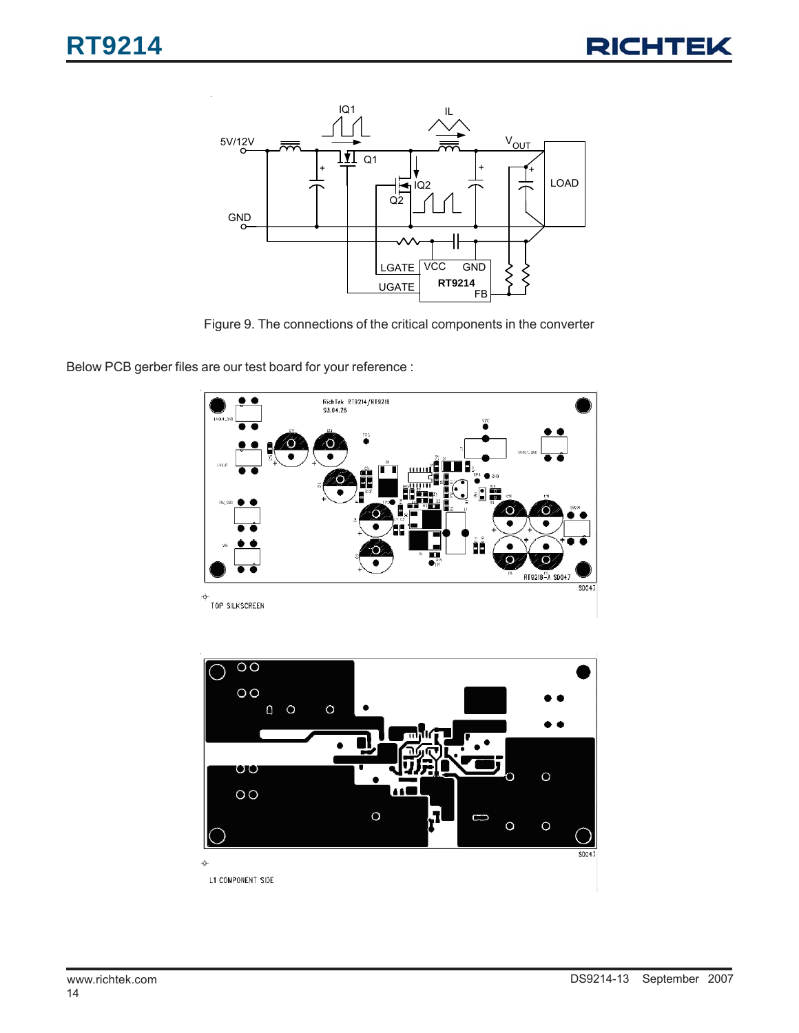Figure 9. The connections of the critical components in the converter

Below PCB gerber files are our test board for your reference :

TOP SILKSCREEN

L1 COMPONENT SIDE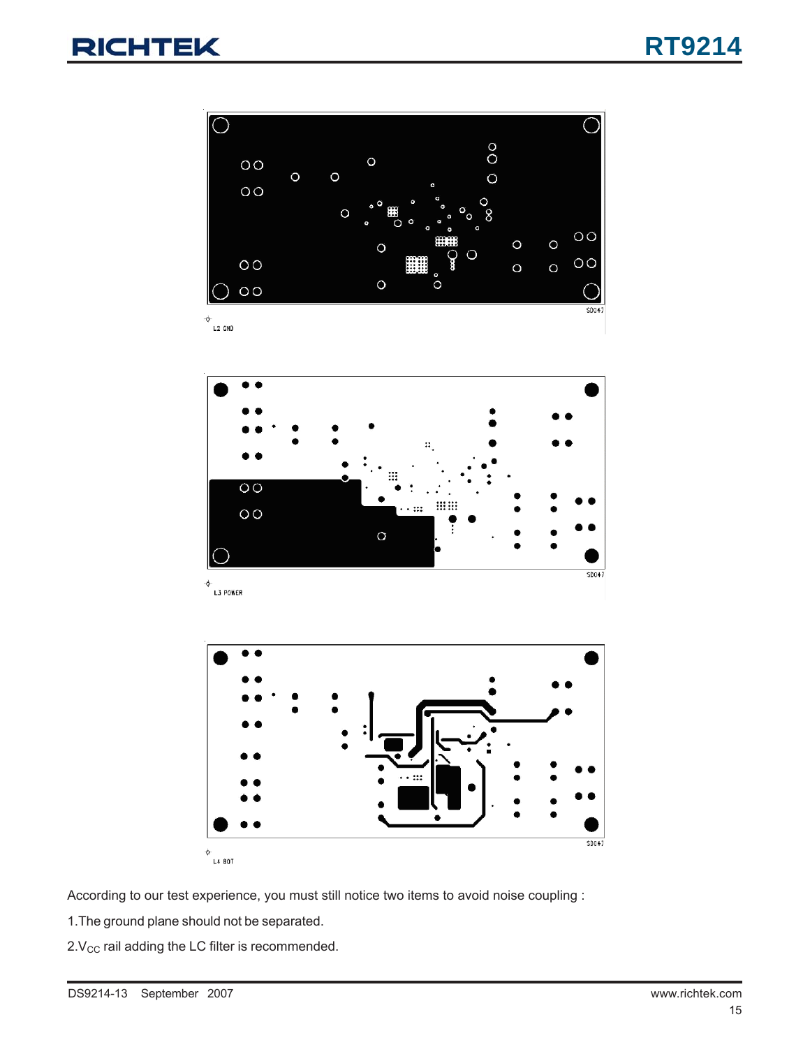L2 GND

L3 POWER

L4 BOT

According to our test experience, you must still notice two items to avoid noise coupling :

1.The ground plane should not be separated.

2.$V_{CC}$ rail adding the LC filter is recommended.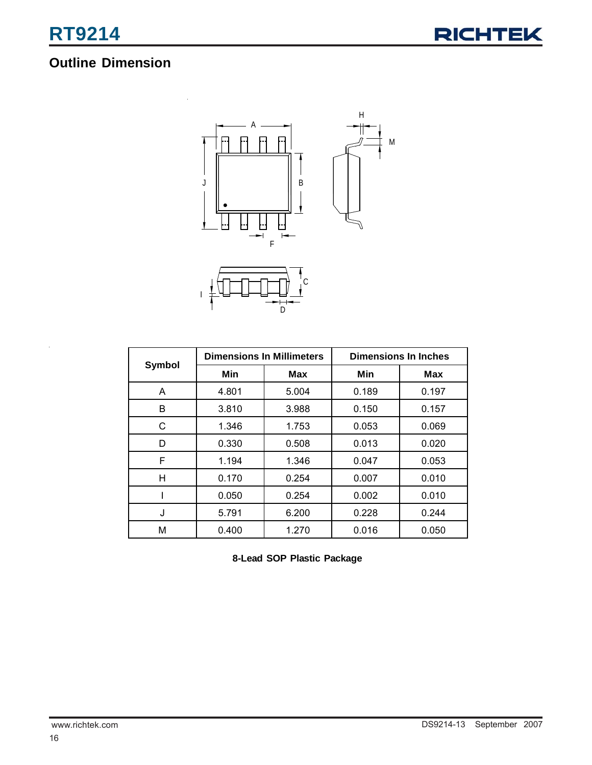## Outline Dimension

| Symbol | Dimensions In Millimeters | | Dimensions In Inches | |
|---|---|---|---|---|
| | Min | Max | Min | Max |
| A | 4.801 | 5.004 | 0.189 | 0.197 |
| B | 3.810 | 3.988 | 0.150 | 0.157 |
| C | 1.346 | 1.753 | 0.053 | 0.069 |
| D | 0.330 | 0.508 | 0.013 | 0.020 |
| F | 1.194 | 1.346 | 0.047 | 0.053 |
| H | 0.170 | 0.254 | 0.007 | 0.010 |
| I | 0.050 | 0.254 | 0.002 | 0.010 |
| J | 5.791 | 6.200 | 0.228 | 0.244 |
| M | 0.400 | 1.270 | 0.016 | 0.050 |

**8-Lead SOP Plastic Package**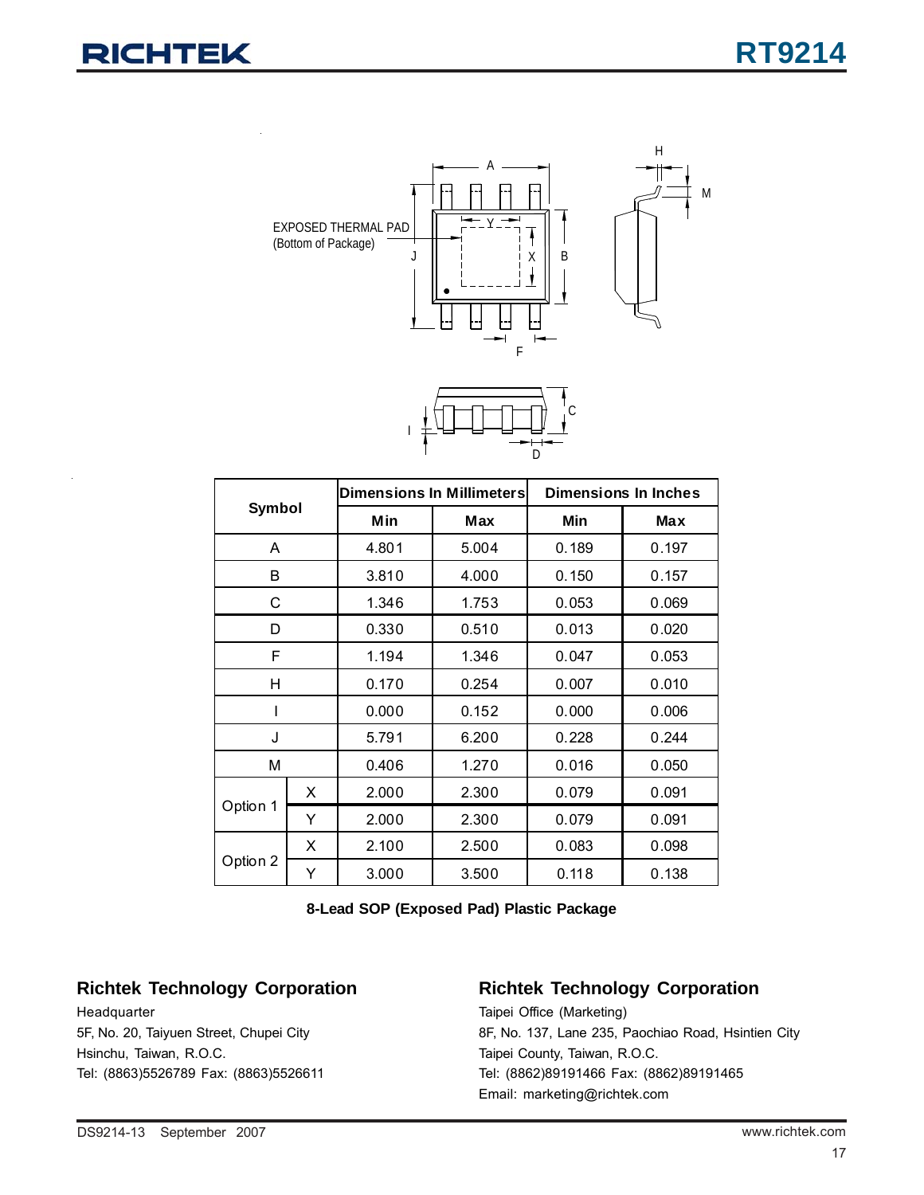EXPOSED THERMAL PAD
(Bottom of Package)

| Symbol | | Dimensions In Millimeters | | Dimensions In Inches | |
|---|---|---|---|---|---|
| | | Min | Max | Min | Max |
| A | | 4.801 | 5.004 | 0.189 | 0.197 |
| B | | 3.810 | 4.000 | 0.150 | 0.157 |
| C | | 1.346 | 1.753 | 0.053 | 0.069 |
| D | | 0.330 | 0.510 | 0.013 | 0.020 |
| F | | 1.194 | 1.346 | 0.047 | 0.053 |
| H | | 0.170 | 0.254 | 0.007 | 0.010 |
| I | | 0.000 | 0.152 | 0.000 | 0.006 |
| J | | 5.791 | 6.200 | 0.228 | 0.244 |
| M | | 0.406 | 1.270 | 0.016 | 0.050 |
| Option 1 | X | 2.000 | 2.300 | 0.079 | 0.091 |
| | Y | 2.000 | 2.300 | 0.079 | 0.091 |
| Option 2 | X | 2.100 | 2.500 | 0.083 | 0.098 |
| | Y | 3.000 | 3.500 | 0.118 | 0.138 |

**8-Lead SOP (Exposed Pad) Plastic Package**

### Richtek Technology Corporation

Headquarter
5F, No. 20, Taiyuen Street, Chupei City
Hsinchu, Taiwan, R.O.C.
Tel: (8863)5526789 Fax: (8863)5526611

### Richtek Technology Corporation

Taipei Office (Marketing)
8F, No. 137, Lane 235, Paochiao Road, Hsintien City
Taipei County, Taiwan, R.O.C.
Tel: (8862)89191466 Fax: (8862)89191465
Email: marketing@richtek.com